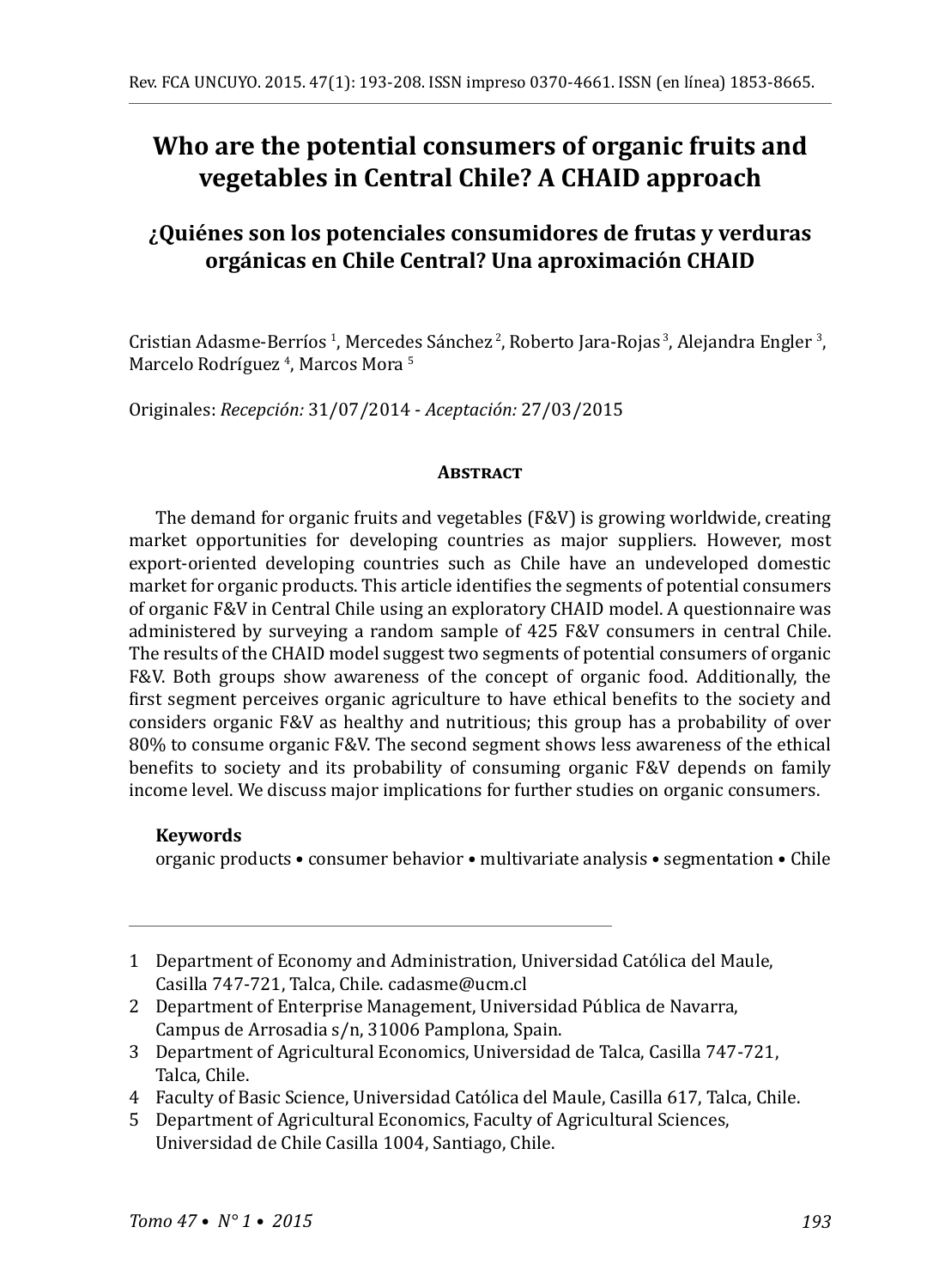# Who are the potential consumers of organic fruits and vegetables in Central Chile? A CHAID approach

## ¿Quiénes son los potenciales consumidores de frutas y verduras orgánicas en Chile Central? Una aproximación CHAID

Cristian Adasme-Berríos [1], Mercedes Sánchez [2], Roberto Jara-Rojas [3], Alejandra Engler [3], Marcelo Rodríguez [4], Marcos Mora [5]

Originales: *Recepción:* 31/07/2014 - *Aceptación:* 27/03/2015

### Abstract

The demand for organic fruits and vegetables (F&V) is growing worldwide, creating market opportunities for developing countries as major suppliers. However, most export-oriented developing countries such as Chile have an undeveloped domestic market for organic products. This article identifies the segments of potential consumers of organic F&V in Central Chile using an exploratory CHAID model. A questionnaire was administered by surveying a random sample of 425 F&V consumers in central Chile. The results of the CHAID model suggest two segments of potential consumers of organic F&V. Both groups show awareness of the concept of organic food. Additionally, the first segment perceives organic agriculture to have ethical benefits to the society and considers organic F&V as healthy and nutritious; this group has a probability of over 80% to consume organic F&V. The second segment shows less awareness of the ethical benefits to society and its probability of consuming organic F&V depends on family income level. We discuss major implications for further studies on organic consumers.

**Keywords**

organic products • consumer behavior • multivariate analysis • segmentation • Chile

---

1 Department of Economy and Administration, Universidad Católica del Maule, Casilla 747-721, Talca, Chile. cadasme@ucm.cl

2 Department of Enterprise Management, Universidad Pública de Navarra, Campus de Arrosadia s/n, 31006 Pamplona, Spain.

3 Department of Agricultural Economics, Universidad de Talca, Casilla 747-721, Talca, Chile.

4 Faculty of Basic Science, Universidad Católica del Maule, Casilla 617, Talca, Chile.

5 Department of Agricultural Economics, Faculty of Agricultural Sciences, Universidad de Chile Casilla 1004, Santiago, Chile.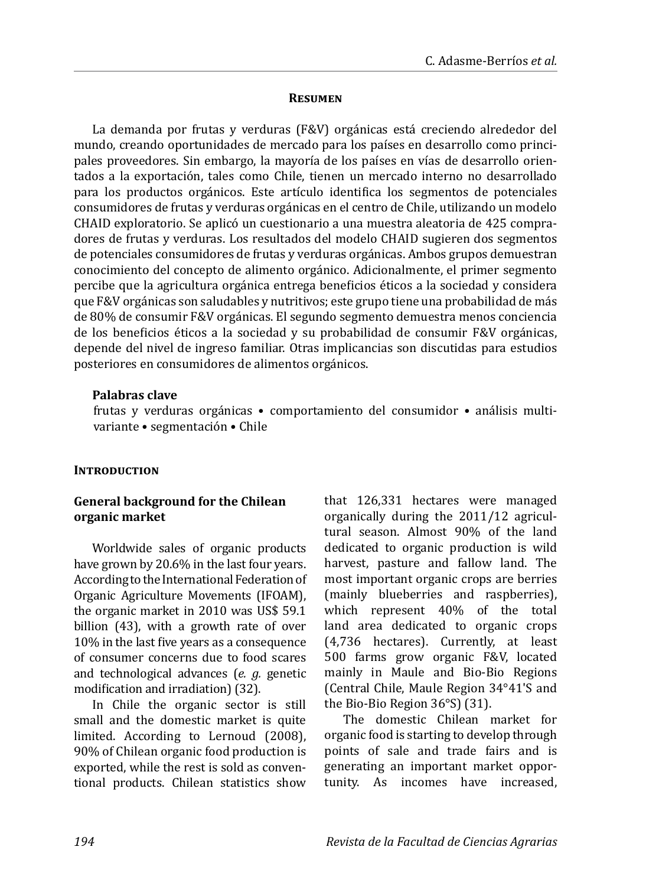## Resumen

La demanda por frutas y verduras (F&V) orgánicas está creciendo alrededor del mundo, creando oportunidades de mercado para los países en desarrollo como principales proveedores. Sin embargo, la mayoría de los países en vías de desarrollo orientados a la exportación, tales como Chile, tienen un mercado interno no desarrollado para los productos orgánicos. Este artículo identifica los segmentos de potenciales consumidores de frutas y verduras orgánicas en el centro de Chile, utilizando un modelo CHAID exploratorio. Se aplicó un cuestionario a una muestra aleatoria de 425 compradores de frutas y verduras. Los resultados del modelo CHAID sugieren dos segmentos de potenciales consumidores de frutas y verduras orgánicas. Ambos grupos demuestran conocimiento del concepto de alimento orgánico. Adicionalmente, el primer segmento percibe que la agricultura orgánica entrega beneficios éticos a la sociedad y considera que F&V orgánicas son saludables y nutritivos; este grupo tiene una probabilidad de más de 80% de consumir F&V orgánicas. El segundo segmento demuestra menos conciencia de los beneficios éticos a la sociedad y su probabilidad de consumir F&V orgánicas, depende del nivel de ingreso familiar. Otras implicancias son discutidas para estudios posteriores en consumidores de alimentos orgánicos.

**Palabras clave**

frutas y verduras orgánicas • comportamiento del consumidor • análisis multivariante • segmentación • Chile

## Introduction

### General background for the Chilean organic market

Worldwide sales of organic products have grown by 20.6% in the last four years. According to the International Federation of Organic Agriculture Movements (IFOAM), the organic market in 2010 was US$ 59.1 billion (43), with a growth rate of over 10% in the last five years as a consequence of consumer concerns due to food scares and technological advances (*e. g.* genetic modification and irradiation) (32).

In Chile the organic sector is still small and the domestic market is quite limited. According to Lernoud (2008), 90% of Chilean organic food production is exported, while the rest is sold as conventional products. Chilean statistics show that 126,331 hectares were managed organically during the 2011/12 agricultural season. Almost 90% of the land dedicated to organic production is wild harvest, pasture and fallow land. The most important organic crops are berries (mainly blueberries and raspberries), which represent 40% of the total land area dedicated to organic crops (4,736 hectares). Currently, at least 500 farms grow organic F&V, located mainly in Maule and Bio-Bio Regions (Central Chile, Maule Region 34°41'S and the Bio-Bio Region 36°S) (31).

The domestic Chilean market for organic food is starting to develop through points of sale and trade fairs and is generating an important market opportunity. As incomes have increased,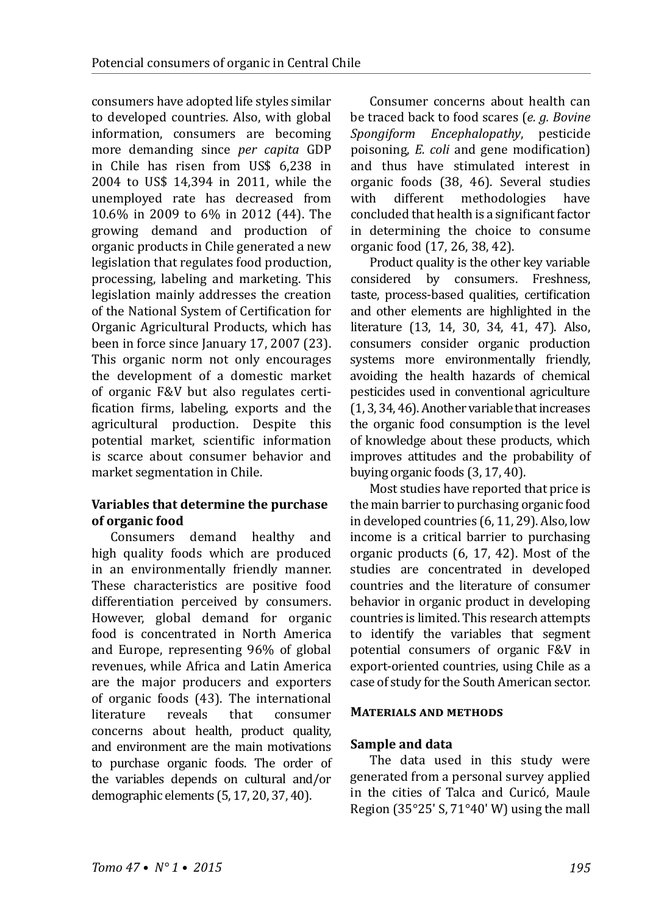consumers have adopted life styles similar to developed countries. Also, with global information, consumers are becoming more demanding since *per capita* GDP in Chile has risen from US$ 6,238 in 2004 to US$ 14,394 in 2011, while the unemployed rate has decreased from 10.6% in 2009 to 6% in 2012 (44). The growing demand and production of organic products in Chile generated a new legislation that regulates food production, processing, labeling and marketing. This legislation mainly addresses the creation of the National System of Certification for Organic Agricultural Products, which has been in force since January 17, 2007 (23). This organic norm not only encourages the development of a domestic market of organic F&V but also regulates certification firms, labeling, exports and the agricultural production. Despite this potential market, scientific information is scarce about consumer behavior and market segmentation in Chile.

### Variables that determine the purchase of organic food

Consumers demand healthy and high quality foods which are produced in an environmentally friendly manner. These characteristics are positive food differentiation perceived by consumers. However, global demand for organic food is concentrated in North America and Europe, representing 96% of global revenues, while Africa and Latin America are the major producers and exporters of organic foods (43). The international literature reveals that consumer concerns about health, product quality, and environment are the main motivations to purchase organic foods. The order of the variables depends on cultural and/or demographic elements (5, 17, 20, 37, 40).

Consumer concerns about health can be traced back to food scares (*e. g. Bovine Spongiform Encephalopathy*, pesticide poisoning, *E. coli* and gene modification) and thus have stimulated interest in organic foods (38, 46). Several studies with different methodologies have concluded that health is a significant factor in determining the choice to consume organic food (17, 26, 38, 42).

Product quality is the other key variable considered by consumers. Freshness, taste, process-based qualities, certification and other elements are highlighted in the literature (13, 14, 30, 34, 41, 47). Also, consumers consider organic production systems more environmentally friendly, avoiding the health hazards of chemical pesticides used in conventional agriculture (1, 3, 34, 46). Another variable that increases the organic food consumption is the level of knowledge about these products, which improves attitudes and the probability of buying organic foods (3, 17, 40).

Most studies have reported that price is the main barrier to purchasing organic food in developed countries (6, 11, 29). Also, low income is a critical barrier to purchasing organic products (6, 17, 42). Most of the studies are concentrated in developed countries and the literature of consumer behavior in organic product in developing countries is limited. This research attempts to identify the variables that segment potential consumers of organic F&V in export-oriented countries, using Chile as a case of study for the South American sector.

## Materials and methods

### Sample and data

The data used in this study were generated from a personal survey applied in the cities of Talca and Curicó, Maule Region (35°25' S, 71°40' W) using the mall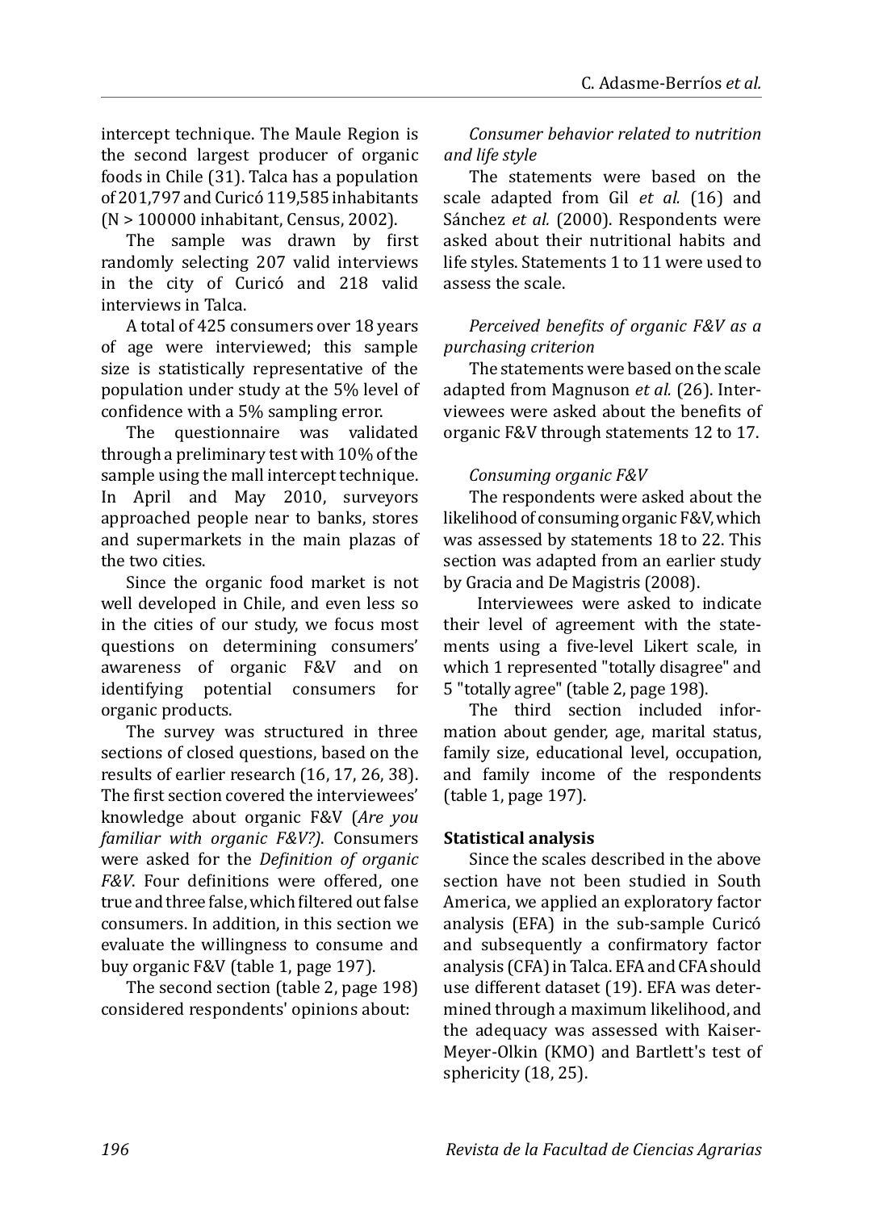intercept technique. The Maule Region is the second largest producer of organic foods in Chile (31). Talca has a population of 201,797 and Curicó 119,585 inhabitants (N > 100000 inhabitant, Census, 2002).

The sample was drawn by first randomly selecting 207 valid interviews in the city of Curicó and 218 valid interviews in Talca.

A total of 425 consumers over 18 years of age were interviewed; this sample size is statistically representative of the population under study at the 5% level of confidence with a 5% sampling error.

The questionnaire was validated through a preliminary test with 10% of the sample using the mall intercept technique. In April and May 2010, surveyors approached people near to banks, stores and supermarkets in the main plazas of the two cities.

Since the organic food market is not well developed in Chile, and even less so in the cities of our study, we focus most questions on determining consumers' awareness of organic F&V and on identifying potential consumers for organic products.

The survey was structured in three sections of closed questions, based on the results of earlier research (16, 17, 26, 38). The first section covered the interviewees' knowledge about organic F&V (*Are you familiar with organic F&V?)*. Consumers were asked for the *Definition of organic F&V*. Four definitions were offered, one true and three false, which filtered out false consumers. In addition, in this section we evaluate the willingness to consume and buy organic F&V (table 1, page 197).

The second section (table 2, page 198) considered respondents' opinions about:

*Consumer behavior related to nutrition and life style*

The statements were based on the scale adapted from Gil *et al.* (16) and Sánchez *et al.* (2000). Respondents were asked about their nutritional habits and life styles. Statements 1 to 11 were used to assess the scale.

*Perceived benefits of organic F&V as a purchasing criterion*

The statements were based on the scale adapted from Magnuson *et al.* (26). Interviewees were asked about the benefits of organic F&V through statements 12 to 17.

*Consuming organic F&V*

The respondents were asked about the likelihood of consuming organic F&V, which was assessed by statements 18 to 22. This section was adapted from an earlier study by Gracia and De Magistris (2008).

Interviewees were asked to indicate their level of agreement with the statements using a five-level Likert scale, in which 1 represented "totally disagree" and 5 "totally agree" (table 2, page 198).

The third section included information about gender, age, marital status, family size, educational level, occupation, and family income of the respondents (table 1, page 197).

## Statistical analysis

Since the scales described in the above section have not been studied in South America, we applied an exploratory factor analysis (EFA) in the sub-sample Curicó and subsequently a confirmatory factor analysis (CFA) in Talca. EFA and CFA should use different dataset (19). EFA was determined through a maximum likelihood, and the adequacy was assessed with Kaiser-Meyer-Olkin (KMO) and Bartlett's test of sphericity (18, 25).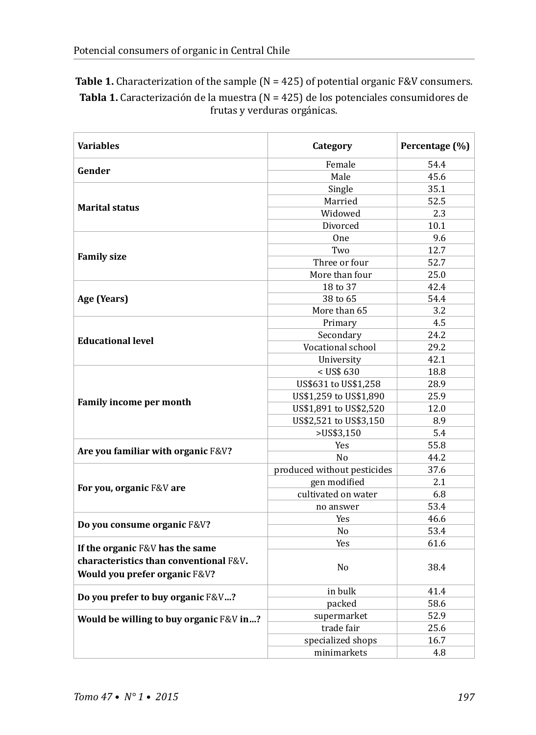**Table 1.** Characterization of the sample (N = 425) of potential organic F&V consumers.

**Tabla 1.** Caracterización de la muestra (N = 425) de los potenciales consumidores de frutas y verduras orgánicas.

| Variables | Category | Percentage (%) |
|---|---|---|
| **Gender** | Female | 54.4 |
| | Male | 45.6 |
| **Marital status** | Single | 35.1 |
| | Married | 52.5 |
| | Widowed | 2.3 |
| | Divorced | 10.1 |
| **Family size** | One | 9.6 |
| | Two | 12.7 |
| | Three or four | 52.7 |
| | More than four | 25.0 |
| **Age (Years)** | 18 to 37 | 42.4 |
| | 38 to 65 | 54.4 |
| | More than 65 | 3.2 |
| **Educational level** | Primary | 4.5 |
| | Secondary | 24.2 |
| | Vocational school | 29.2 |
| | University | 42.1 |
| **Family income per month** | < US$ 630 | 18.8 |
| | US$631 to US$1,258 | 28.9 |
| | US$1,259 to US$1,890 | 25.9 |
| | US$1,891 to US$2,520 | 12.0 |
| | US$2,521 to US$3,150 | 8.9 |
| | >US$3,150 | 5.4 |
| **Are you familiar with organic** F&V**?** | Yes | 55.8 |
| | No | 44.2 |
| **For you, organic** F&V **are** | produced without pesticides | 37.6 |
| | gen modified | 2.1 |
| | cultivated on water | 6.8 |
| | no answer | 53.4 |
| **Do you consume organic** F&V**?** | Yes | 46.6 |
| | No | 53.4 |
| **If the organic** F&V **has the same characteristics than conventional** F&V**. Would you prefer organic** F&V**?** | Yes | 61.6 |
| | No | 38.4 |
| **Do you prefer to buy organic** F&V**...?** | in bulk | 41.4 |
| | packed | 58.6 |
| **Would be willing to buy organic** F&V **in...?** | supermarket | 52.9 |
| | trade fair | 25.6 |
| | specialized shops | 16.7 |
| | minimarkets | 4.8 |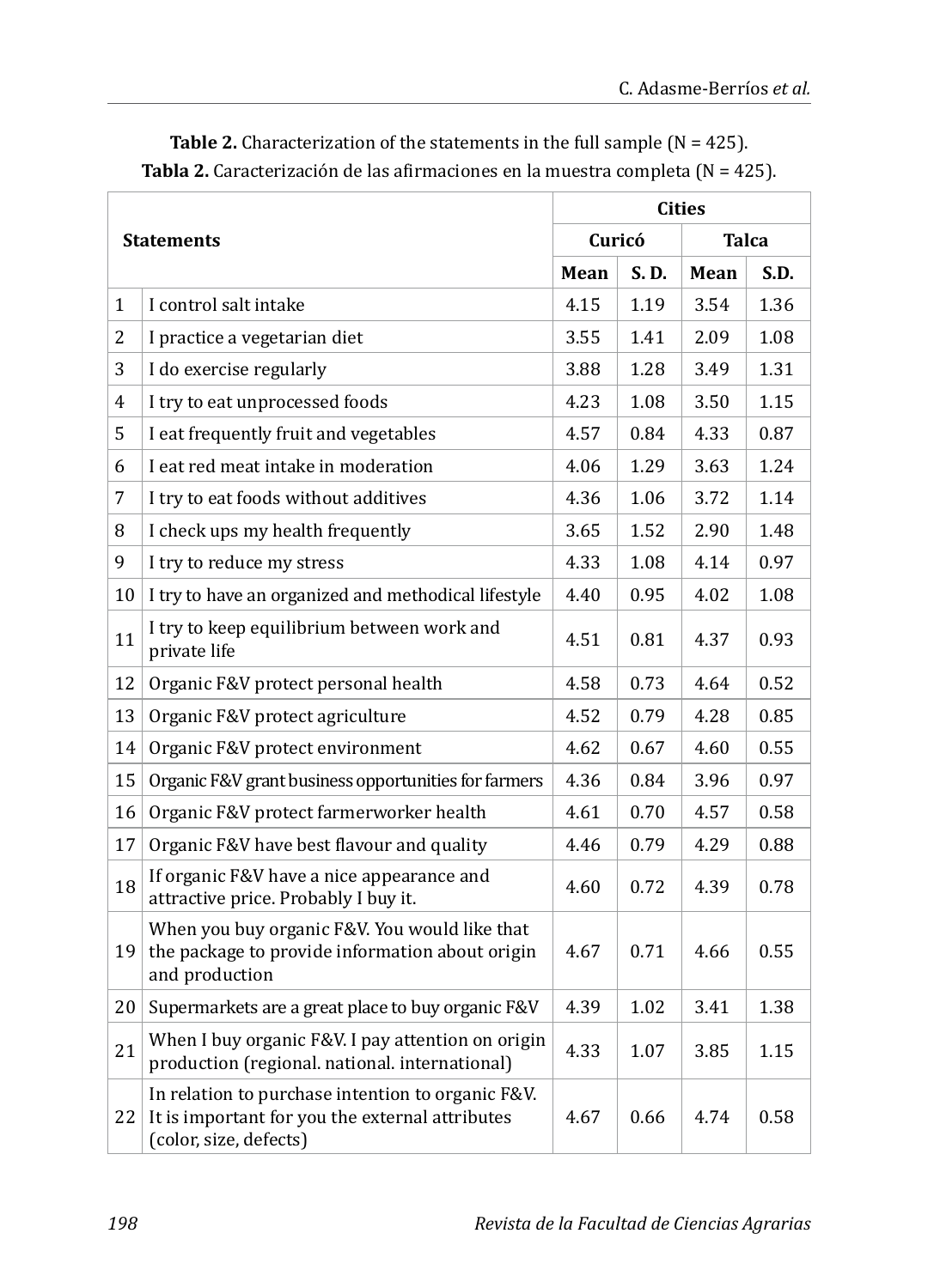**Table 2.** Characterization of the statements in the full sample (N = 425).
**Tabla 2.** Caracterización de las afirmaciones en la muestra completa (N = 425).

| | Statements | Cities | | | |
|---|---|---|---|---|---|
| | | Curicó | | Talca | |
| | | Mean | S. D. | Mean | S.D. |
| 1 | I control salt intake | 4.15 | 1.19 | 3.54 | 1.36 |
| 2 | I practice a vegetarian diet | 3.55 | 1.41 | 2.09 | 1.08 |
| 3 | I do exercise regularly | 3.88 | 1.28 | 3.49 | 1.31 |
| 4 | I try to eat unprocessed foods | 4.23 | 1.08 | 3.50 | 1.15 |
| 5 | I eat frequently fruit and vegetables | 4.57 | 0.84 | 4.33 | 0.87 |
| 6 | I eat red meat intake in moderation | 4.06 | 1.29 | 3.63 | 1.24 |
| 7 | I try to eat foods without additives | 4.36 | 1.06 | 3.72 | 1.14 |
| 8 | I check ups my health frequently | 3.65 | 1.52 | 2.90 | 1.48 |
| 9 | I try to reduce my stress | 4.33 | 1.08 | 4.14 | 0.97 |
| 10 | I try to have an organized and methodical lifestyle | 4.40 | 0.95 | 4.02 | 1.08 |
| 11 | I try to keep equilibrium between work and private life | 4.51 | 0.81 | 4.37 | 0.93 |
| 12 | Organic F&V protect personal health | 4.58 | 0.73 | 4.64 | 0.52 |
| 13 | Organic F&V protect agriculture | 4.52 | 0.79 | 4.28 | 0.85 |
| 14 | Organic F&V protect environment | 4.62 | 0.67 | 4.60 | 0.55 |
| 15 | Organic F&V grant business opportunities for farmers | 4.36 | 0.84 | 3.96 | 0.97 |
| 16 | Organic F&V protect farmerworker health | 4.61 | 0.70 | 4.57 | 0.58 |
| 17 | Organic F&V have best flavour and quality | 4.46 | 0.79 | 4.29 | 0.88 |
| 18 | If organic F&V have a nice appearance and attractive price. Probably I buy it. | 4.60 | 0.72 | 4.39 | 0.78 |
| 19 | When you buy organic F&V. You would like that the package to provide information about origin and production | 4.67 | 0.71 | 4.66 | 0.55 |
| 20 | Supermarkets are a great place to buy organic F&V | 4.39 | 1.02 | 3.41 | 1.38 |
| 21 | When I buy organic F&V. I pay attention on origin production (regional. national. international) | 4.33 | 1.07 | 3.85 | 1.15 |
| 22 | In relation to purchase intention to organic F&V. It is important for you the external attributes (color, size, defects) | 4.67 | 0.66 | 4.74 | 0.58 |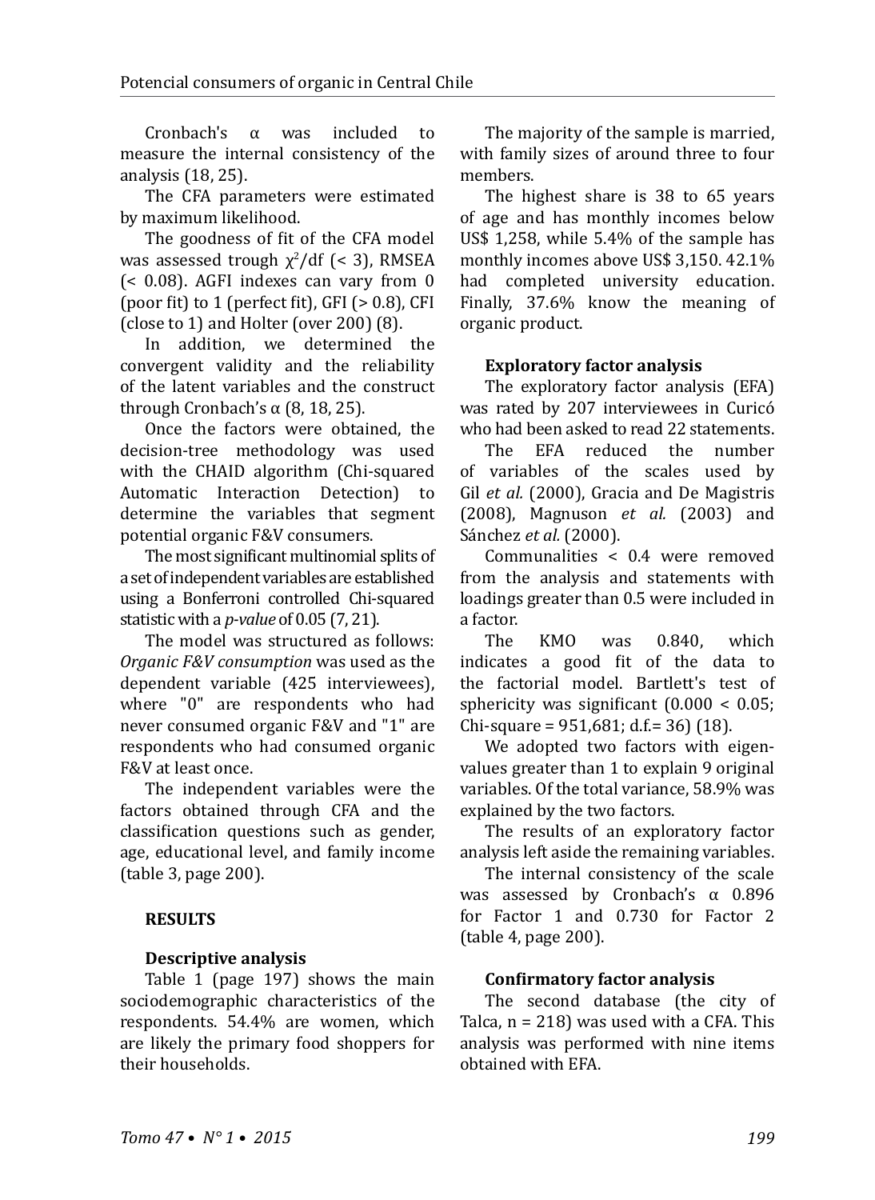Cronbach's α was included to measure the internal consistency of the analysis (18, 25).

The CFA parameters were estimated by maximum likelihood.

The goodness of fit of the CFA model was assessed trough $\chi^2$/df (< 3), RMSEA (< 0.08). AGFI indexes can vary from 0 (poor fit) to 1 (perfect fit), GFI (> 0.8), CFI (close to 1) and Holter (over 200) (8).

In addition, we determined the convergent validity and the reliability of the latent variables and the construct through Cronbach's α (8, 18, 25).

Once the factors were obtained, the decision-tree methodology was used with the CHAID algorithm (Chi-squared Automatic Interaction Detection) to determine the variables that segment potential organic F&V consumers.

The most significant multinomial splits of a set of independent variables are established using a Bonferroni controlled Chi-squared statistic with a *p-value* of 0.05 (7, 21).

The model was structured as follows: *Organic F&V consumption* was used as the dependent variable (425 interviewees), where "0" are respondents who had never consumed organic F&V and "1" are respondents who had consumed organic F&V at least once.

The independent variables were the factors obtained through CFA and the classification questions such as gender, age, educational level, and family income (table 3, page 200).

## RESULTS

### Descriptive analysis

Table 1 (page 197) shows the main sociodemographic characteristics of the respondents. 54.4% are women, which are likely the primary food shoppers for their households.

The majority of the sample is married, with family sizes of around three to four members.

The highest share is 38 to 65 years of age and has monthly incomes below US$ 1,258, while 5.4% of the sample has monthly incomes above US$ 3,150. 42.1% had completed university education. Finally, 37.6% know the meaning of organic product.

### Exploratory factor analysis

The exploratory factor analysis (EFA) was rated by 207 interviewees in Curicó who had been asked to read 22 statements.

The EFA reduced the number of variables of the scales used by Gil *et al.* (2000), Gracia and De Magistris (2008), Magnuson *et al.* (2003) and Sánchez *et al.* (2000).

Communalities < 0.4 were removed from the analysis and statements with loadings greater than 0.5 were included in a factor.

The KMO was 0.840, which indicates a good fit of the data to the factorial model. Bartlett's test of sphericity was significant (0.000 < 0.05; Chi-square = 951,681; d.f.= 36) (18).

We adopted two factors with eigen-values greater than 1 to explain 9 original variables. Of the total variance, 58.9% was explained by the two factors.

The results of an exploratory factor analysis left aside the remaining variables.

The internal consistency of the scale was assessed by Cronbach's α 0.896 for Factor 1 and 0.730 for Factor 2 (table 4, page 200).

### Confirmatory factor analysis

The second database (the city of Talca, n = 218) was used with a CFA. This analysis was performed with nine items obtained with EFA.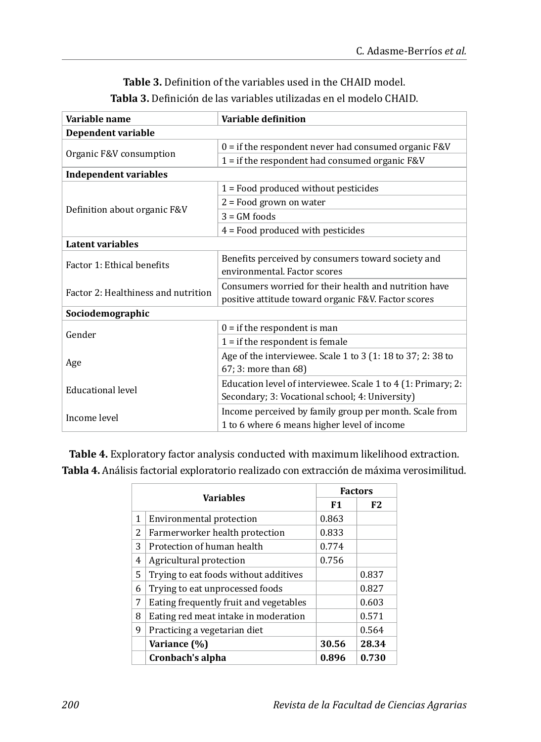**Table 3.** Definition of the variables used in the CHAID model.
**Tabla 3.** Definición de las variables utilizadas en el modelo CHAID.

| Variable name | Variable definition |
|---|---|
| **Dependent variable** | |
| Organic F&V consumption | 0 = if the respondent never had consumed organic F&V |
| | 1 = if the respondent had consumed organic F&V |
| **Independent variables** | |
| Definition about organic F&V | 1 = Food produced without pesticides |
| | 2 = Food grown on water |
| | 3 = GM foods |
| | 4 = Food produced with pesticides |
| **Latent variables** | |
| Factor 1: Ethical benefits | Benefits perceived by consumers toward society and environmental. Factor scores |
| Factor 2: Healthiness and nutrition | Consumers worried for their health and nutrition have positive attitude toward organic F&V. Factor scores |
| **Sociodemographic** | |
| Gender | 0 = if the respondent is man |
| | 1 = if the respondent is female |
| Age | Age of the interviewee. Scale 1 to 3 (1: 18 to 37; 2: 38 to 67; 3: more than 68) |
| Educational level | Education level of interviewee. Scale 1 to 4 (1: Primary; 2: Secondary; 3: Vocational school; 4: University) |
| Income level | Income perceived by family group per month. Scale from 1 to 6 where 6 means higher level of income |

**Table 4.** Exploratory factor analysis conducted with maximum likelihood extraction.
**Tabla 4.** Análisis factorial exploratorio realizado con extracción de máxima verosimilitud.

| | Variables | Factors | |
|---|---|---|---|
| | | **F1** | **F2** |
| 1 | Environmental protection | 0.863 | |
| 2 | Farmerworker health protection | 0.833 | |
| 3 | Protection of human health | 0.774 | |
| 4 | Agricultural protection | 0.756 | |
| 5 | Trying to eat foods without additives | | 0.837 |
| 6 | Trying to eat unprocessed foods | | 0.827 |
| 7 | Eating frequently fruit and vegetables | | 0.603 |
| 8 | Eating red meat intake in moderation | | 0.571 |
| 9 | Practicing a vegetarian diet | | 0.564 |
| | **Variance (%)** | **30.56** | **28.34** |
| | **Cronbach's alpha** | **0.896** | **0.730** |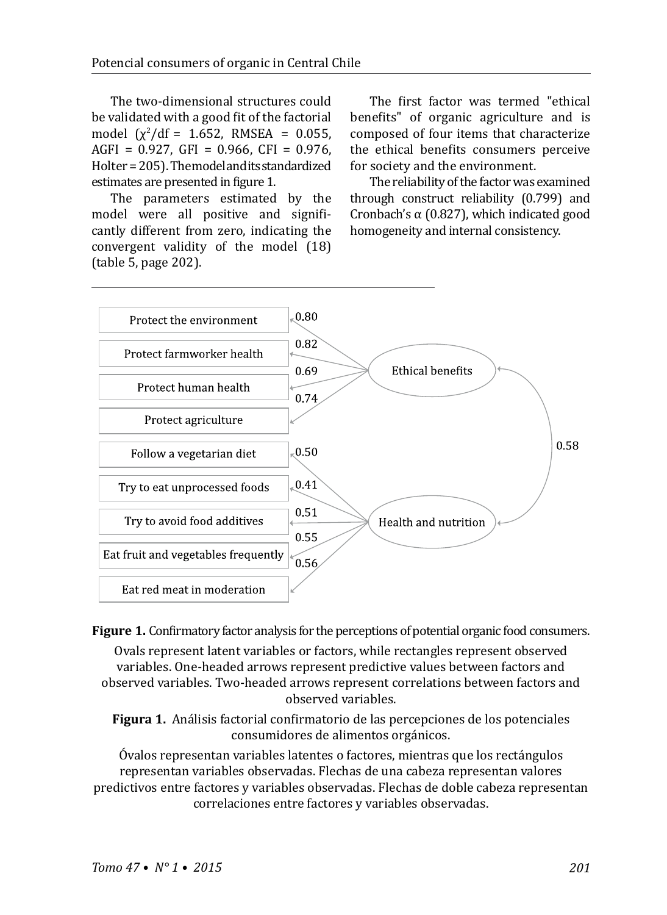The two-dimensional structures could be validated with a good fit of the factorial model ($\chi^2$/df = 1.652, RMSEA = 0.055, AGFI = 0.927, GFI = 0.966, CFI = 0.976, Holter = 205). The model and its standardized estimates are presented in figure 1.

The parameters estimated by the model were all positive and significantly different from zero, indicating the convergent validity of the model (18) (table 5, page 202).

The first factor was termed "ethical benefits" of organic agriculture and is composed of four items that characterize the ethical benefits consumers perceive for society and the environment.

The reliability of the factor was examined through construct reliability (0.799) and Cronbach's α (0.827), which indicated good homogeneity and internal consistency.

**Figure 1.** Confirmatory factor analysis for the perceptions of potential organic food consumers.

Ovals represent latent variables or factors, while rectangles represent observed variables. One-headed arrows represent predictive values between factors and observed variables. Two-headed arrows represent correlations between factors and observed variables.

**Figura 1.** Análisis factorial confirmatorio de las percepciones de los potenciales consumidores de alimentos orgánicos.

Óvalos representan variables latentes o factores, mientras que los rectángulos representan variables observadas. Flechas de una cabeza representan valores predictivos entre factores y variables observadas. Flechas de doble cabeza representan correlaciones entre factores y variables observadas.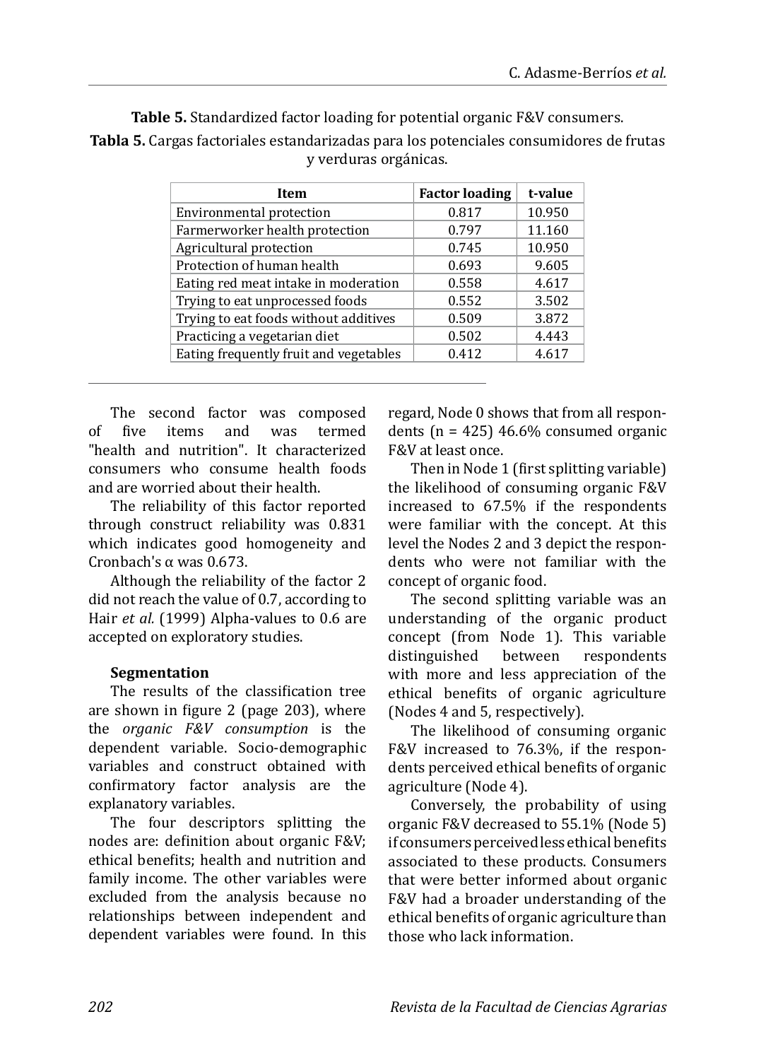**Table 5.** Standardized factor loading for potential organic F&V consumers.

**Tabla 5.** Cargas factoriales estandarizadas para los potenciales consumidores de frutas y verduras orgánicas.

| Item | Factor loading | t-value |
|---|---|---|
| Environmental protection | 0.817 | 10.950 |
| Farmerworker health protection | 0.797 | 11.160 |
| Agricultural protection | 0.745 | 10.950 |
| Protection of human health | 0.693 | 9.605 |
| Eating red meat intake in moderation | 0.558 | 4.617 |
| Trying to eat unprocessed foods | 0.552 | 3.502 |
| Trying to eat foods without additives | 0.509 | 3.872 |
| Practicing a vegetarian diet | 0.502 | 4.443 |
| Eating frequently fruit and vegetables | 0.412 | 4.617 |

The second factor was composed of five items and was termed "health and nutrition". It characterized consumers who consume health foods and are worried about their health.

The reliability of this factor reported through construct reliability was 0.831 which indicates good homogeneity and Cronbach's α was 0.673.

Although the reliability of the factor 2 did not reach the value of 0.7, according to Hair *et al.* (1999) Alpha-values to 0.6 are accepted on exploratory studies.

### Segmentation

The results of the classification tree are shown in figure 2 (page 203), where the *organic F&V consumption* is the dependent variable. Socio-demographic variables and construct obtained with confirmatory factor analysis are the explanatory variables.

The four descriptors splitting the nodes are: definition about organic F&V; ethical benefits; health and nutrition and family income. The other variables were excluded from the analysis because no relationships between independent and dependent variables were found. In this regard, Node 0 shows that from all respondents (n = 425) 46.6% consumed organic F&V at least once.

Then in Node 1 (first splitting variable) the likelihood of consuming organic F&V increased to 67.5% if the respondents were familiar with the concept. At this level the Nodes 2 and 3 depict the respondents who were not familiar with the concept of organic food.

The second splitting variable was an understanding of the organic product concept (from Node 1). This variable distinguished between respondents with more and less appreciation of the ethical benefits of organic agriculture (Nodes 4 and 5, respectively).

The likelihood of consuming organic F&V increased to 76.3%, if the respondents perceived ethical benefits of organic agriculture (Node 4).

Conversely, the probability of using organic F&V decreased to 55.1% (Node 5) if consumers perceived less ethical benefits associated to these products. Consumers that were better informed about organic F&V had a broader understanding of the ethical benefits of organic agriculture than those who lack information.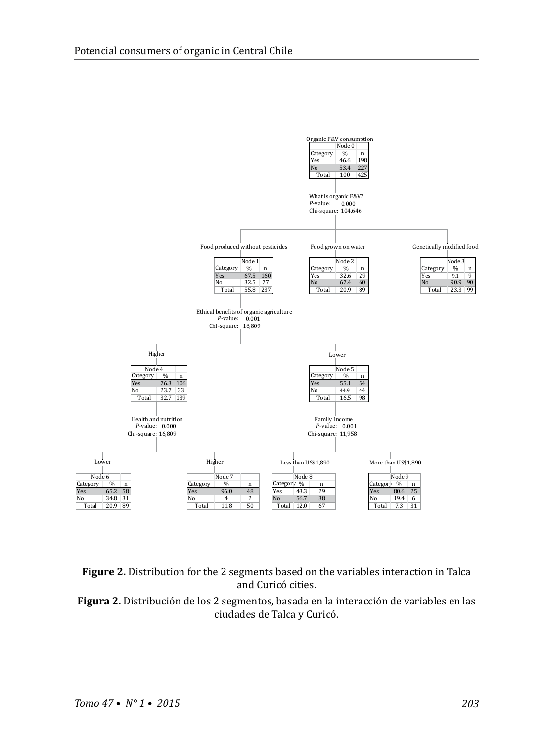Organic F&V consumption

| Node 0 | | |
|---|---|---|
| Category | % | n |
| Yes | 46.6 | 198 |
| No | 53.4 | 227 |
| Total | 100 | 425 |

What is organic F&V?
*P*-value: 0.000
Chi-square: 104,646

Food produced without pesticides

| Node 1 | | |
|---|---|---|
| Category | % | n |
| Yes | 67.5 | 160 |
| No | 32.5 | 77 |
| Total | 55.8 | 237 |

Food grown on water

| Node 2 | | |
|---|---|---|
| Category | % | n |
| Yes | 32.6 | 29 |
| No | 67.4 | 60 |
| Total | 20.9 | 89 |

Genetically modified food

| Node 3 | | |
|---|---|---|
| Category | % | n |
| Yes | 9.1 | 9 |
| No | 90.9 | 90 |
| Total | 23.3 | 99 |

Ethical benefits of organic agriculture
*P*-value: 0.001
Chi-square: 16,809

Higher

| Node 4 | | |
|---|---|---|
| Category | % | n |
| Yes | 76.3 | 106 |
| No | 23.7 | 33 |
| Total | 32.7 | 139 |

Lower

| Node 5 | | |
|---|---|---|
| Category | % | n |
| Yes | 55.1 | 54 |
| No | 44.9 | 44 |
| Total | 16.5 | 98 |

Health and nutrition
*P*-value: 0.000
Chi-square: 16,809

Family Income
*P*-value: 0.001
Chi-square: 11,958

Lower

| Node 6 | | |
|---|---|---|
| Category | % | n |
| Yes | 65.2 | 58 |
| No | 34.8 | 31 |
| Total | 20.9 | 89 |

Higher

| Node 7 | | |
|---|---|---|
| Category | % | n |
| Yes | 96.0 | 48 |
| No | 4 | 2 |
| Total | 11.8 | 50 |

Less than US$1,890

| Node 8 | | |
|---|---|---|
| Category | % | n |
| Yes | 43.3 | 29 |
| No | 56.7 | 38 |
| Total | 12.0 | 67 |

More than US$1,890

| Node 9 | | |
|---|---|---|
| Category | % | n |
| Yes | 80.6 | 25 |
| No | 19.4 | 6 |
| Total | 7.3 | 31 |

**Figure 2.** Distribution for the 2 segments based on the variables interaction in Talca and Curicó cities.

**Figura 2.** Distribución de los 2 segmentos, basada en la interacción de variables en las ciudades de Talca y Curicó.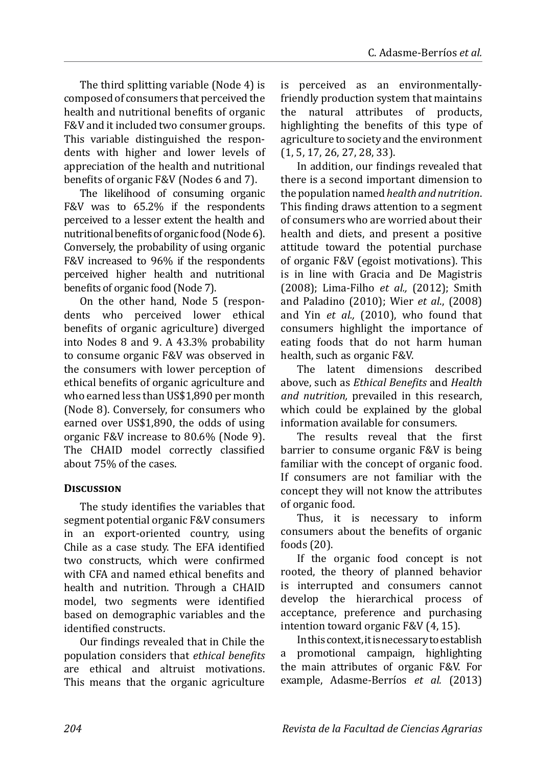The third splitting variable (Node 4) is composed of consumers that perceived the health and nutritional benefits of organic F&V and it included two consumer groups. This variable distinguished the respondents with higher and lower levels of appreciation of the health and nutritional benefits of organic F&V (Nodes 6 and 7).

The likelihood of consuming organic F&V was to 65.2% if the respondents perceived to a lesser extent the health and nutritional benefits of organic food (Node 6). Conversely, the probability of using organic F&V increased to 96% if the respondents perceived higher health and nutritional benefits of organic food (Node 7).

On the other hand, Node 5 (respondents who perceived lower ethical benefits of organic agriculture) diverged into Nodes 8 and 9. A 43.3% probability to consume organic F&V was observed in the consumers with lower perception of ethical benefits of organic agriculture and who earned less than US$1,890 per month (Node 8). Conversely, for consumers who earned over US$1,890, the odds of using organic F&V increase to 80.6% (Node 9). The CHAID model correctly classified about 75% of the cases.

## Discussion

The study identifies the variables that segment potential organic F&V consumers in an export-oriented country, using Chile as a case study. The EFA identified two constructs, which were confirmed with CFA and named ethical benefits and health and nutrition. Through a CHAID model, two segments were identified based on demographic variables and the identified constructs.

Our findings revealed that in Chile the population considers that *ethical benefits* are ethical and altruist motivations. This means that the organic agriculture is perceived as an environmentally-friendly production system that maintains the natural attributes of products, highlighting the benefits of this type of agriculture to society and the environment (1, 5, 17, 26, 27, 28, 33).

In addition, our findings revealed that there is a second important dimension to the population named *health and nutrition*. This finding draws attention to a segment of consumers who are worried about their health and diets, and present a positive attitude toward the potential purchase of organic F&V (egoist motivations). This is in line with Gracia and De Magistris (2008); Lima-Filho *et al.,* (2012); Smith and Paladino (2010); Wier *et al.*, (2008) and Yin *et al.,* (2010), who found that consumers highlight the importance of eating foods that do not harm human health, such as organic F&V.

The latent dimensions described above, such as *Ethical Benefits* and *Health and nutrition,* prevailed in this research, which could be explained by the global information available for consumers.

The results reveal that the first barrier to consume organic F&V is being familiar with the concept of organic food. If consumers are not familiar with the concept they will not know the attributes of organic food.

Thus, it is necessary to inform consumers about the benefits of organic foods (20).

If the organic food concept is not rooted, the theory of planned behavior is interrupted and consumers cannot develop the hierarchical process of acceptance, preference and purchasing intention toward organic F&V (4, 15).

In this context, it is necessary to establish a promotional campaign, highlighting the main attributes of organic F&V. For example, Adasme-Berríos *et al.* (2013)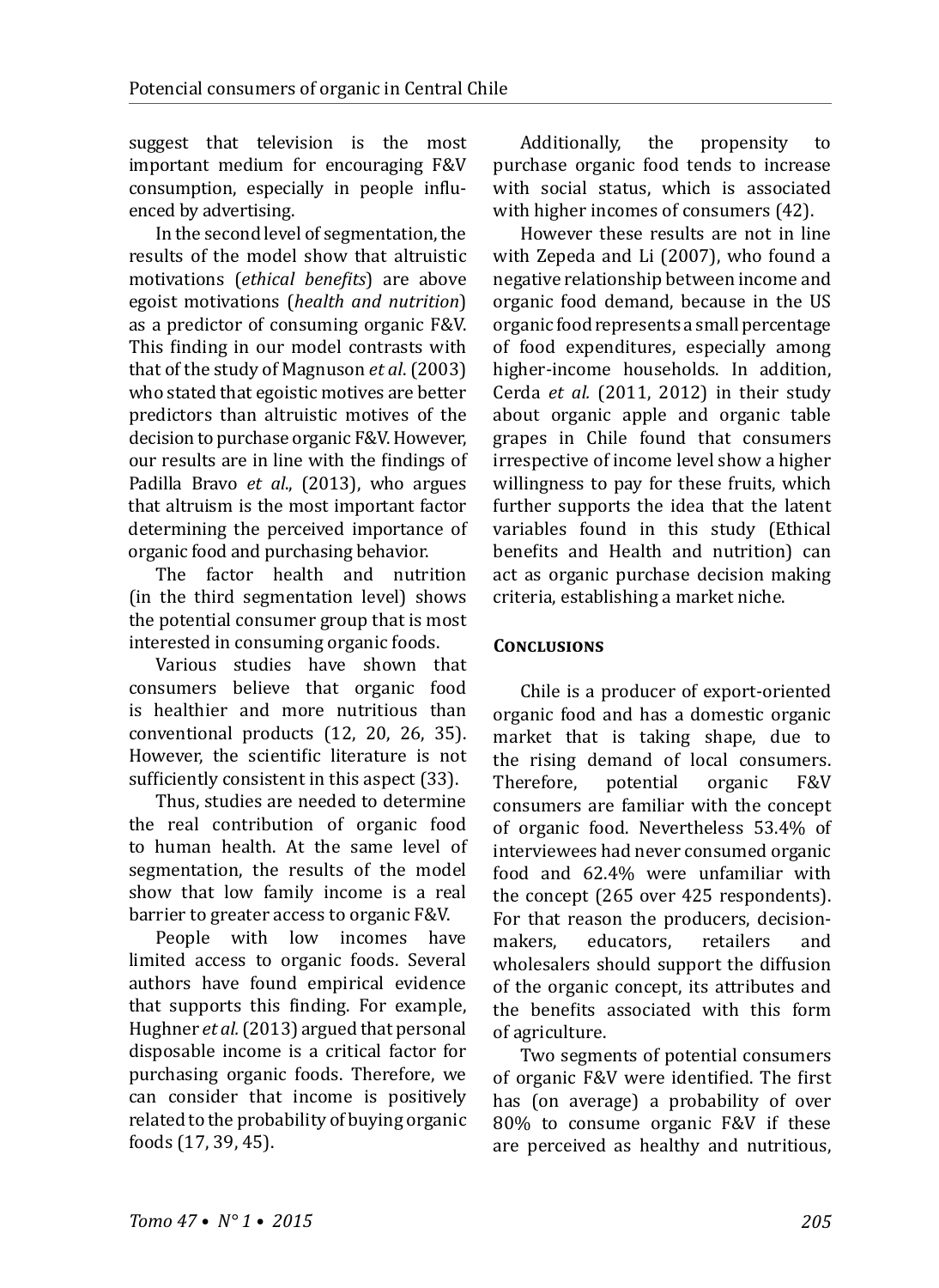suggest that television is the most important medium for encouraging F&V consumption, especially in people influenced by advertising.

In the second level of segmentation, the results of the model show that altruistic motivations (*ethical benefits*) are above egoist motivations (*health and nutrition*) as a predictor of consuming organic F&V. This finding in our model contrasts with that of the study of Magnuson *et al*. (2003) who stated that egoistic motives are better predictors than altruistic motives of the decision to purchase organic F&V. However, our results are in line with the findings of Padilla Bravo *et al*., (2013), who argues that altruism is the most important factor determining the perceived importance of organic food and purchasing behavior.

The factor health and nutrition (in the third segmentation level) shows the potential consumer group that is most interested in consuming organic foods.

Various studies have shown that consumers believe that organic food is healthier and more nutritious than conventional products (12, 20, 26, 35). However, the scientific literature is not sufficiently consistent in this aspect (33).

Thus, studies are needed to determine the real contribution of organic food to human health. At the same level of segmentation, the results of the model show that low family income is a real barrier to greater access to organic F&V.

People with low incomes have limited access to organic foods. Several authors have found empirical evidence that supports this finding. For example, Hughner *et al.* (2013) argued that personal disposable income is a critical factor for purchasing organic foods. Therefore, we can consider that income is positively related to the probability of buying organic foods (17, 39, 45).

Additionally, the propensity to purchase organic food tends to increase with social status, which is associated with higher incomes of consumers (42).

However these results are not in line with Zepeda and Li (2007), who found a negative relationship between income and organic food demand, because in the US organic food represents a small percentage of food expenditures, especially among higher-income households. In addition, Cerda *et al.* (2011, 2012) in their study about organic apple and organic table grapes in Chile found that consumers irrespective of income level show a higher willingness to pay for these fruits, which further supports the idea that the latent variables found in this study (Ethical benefits and Health and nutrition) can act as organic purchase decision making criteria, establishing a market niche.

## Conclusions

Chile is a producer of export-oriented organic food and has a domestic organic market that is taking shape, due to the rising demand of local consumers. Therefore, potential organic F&V consumers are familiar with the concept of organic food. Nevertheless 53.4% of interviewees had never consumed organic food and 62.4% were unfamiliar with the concept (265 over 425 respondents). For that reason the producers, decision-makers, educators, retailers and wholesalers should support the diffusion of the organic concept, its attributes and the benefits associated with this form of agriculture.

Two segments of potential consumers of organic F&V were identified. The first has (on average) a probability of over 80% to consume organic F&V if these are perceived as healthy and nutritious,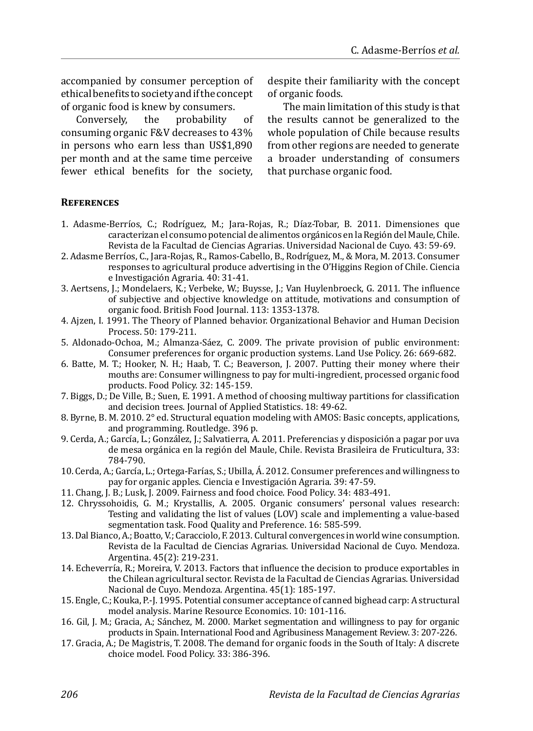accompanied by consumer perception of ethical benefits to society and if the concept of organic food is knew by consumers.

Conversely, the probability of consuming organic F&V decreases to 43% in persons who earn less than US$1,890 per month and at the same time perceive fewer ethical benefits for the society, despite their familiarity with the concept of organic foods.

The main limitation of this study is that the results cannot be generalized to the whole population of Chile because results from other regions are needed to generate a broader understanding of consumers that purchase organic food.

## References

1. Adasme-Berríos, C.; Rodríguez, M.; Jara-Rojas, R.; Díaz-Tobar, B. 2011. Dimensiones que caracterizan el consumo potencial de alimentos orgánicos en la Región del Maule, Chile. Revista de la Facultad de Ciencias Agrarias. Universidad Nacional de Cuyo. 43: 59-69.
2. Adasme Berríos, C., Jara-Rojas, R., Ramos-Cabello, B., Rodríguez, M., & Mora, M. 2013. Consumer responses to agricultural produce advertising in the O'Higgins Region of Chile. Ciencia e Investigación Agraria. 40: 31-41.
3. Aertsens, J.; Mondelaers, K.; Verbeke, W.; Buysse, J.; Van Huylenbroeck, G. 2011. The influence of subjective and objective knowledge on attitude, motivations and consumption of organic food. British Food Journal. 113: 1353-1378.
4. Ajzen, I. 1991. The Theory of Planned behavior. Organizational Behavior and Human Decision Process. 50: 179-211.
5. Aldonado-Ochoa, M.; Almanza-Sáez, C. 2009. The private provision of public environment: Consumer preferences for organic production systems. Land Use Policy. 26: 669-682.
6. Batte, M. T.; Hooker, N. H.; Haab, T. C.; Beaverson, J. 2007. Putting their money where their mouths are: Consumer willingness to pay for multi-ingredient, processed organic food products. Food Policy. 32: 145-159.
7. Biggs, D.; De Ville, B.; Suen, E. 1991. A method of choosing multiway partitions for classification and decision trees. Journal of Applied Statistics. 18: 49-62.
8. Byrne, B. M. 2010. 2° ed. Structural equation modeling with AMOS: Basic concepts, applications, and programming. Routledge. 396 p.
9. Cerda, A.; García, L.; González, J.; Salvatierra, A. 2011. Preferencias y disposición a pagar por uva de mesa orgánica en la región del Maule, Chile. Revista Brasileira de Fruticultura, 33: 784-790.
10. Cerda, A.; García, L.; Ortega-Farías, S.; Ubilla, Á. 2012. Consumer preferences and willingness to pay for organic apples. Ciencia e Investigación Agraria. 39: 47-59.
11. Chang, J. B.; Lusk, J. 2009. Fairness and food choice. Food Policy. 34: 483-491.
12. Chryssohoidis, G. M.; Krystallis, A. 2005. Organic consumers' personal values research: Testing and validating the list of values (LOV) scale and implementing a value-based segmentation task. Food Quality and Preference. 16: 585-599.
13. Dal Bianco, A.; Boatto, V.; Caracciolo, F. 2013. Cultural convergences in world wine consumption. Revista de la Facultad de Ciencias Agrarias. Universidad Nacional de Cuyo. Mendoza. Argentina. 45(2): 219-231.
14. Echeverría, R.; Moreira, V. 2013. Factors that influence the decision to produce exportables in the Chilean agricultural sector. Revista de la Facultad de Ciencias Agrarias. Universidad Nacional de Cuyo. Mendoza. Argentina. 45(1): 185-197.
15. Engle, C.; Kouka, P.-J. 1995. Potential consumer acceptance of canned bighead carp: A structural model analysis. Marine Resource Economics. 10: 101-116.
16. Gil, J. M.; Gracia, A.; Sánchez, M. 2000. Market segmentation and willingness to pay for organic products in Spain. International Food and Agribusiness Management Review. 3: 207-226.
17. Gracia, A.; De Magistris, T. 2008. The demand for organic foods in the South of Italy: A discrete choice model. Food Policy. 33: 386-396.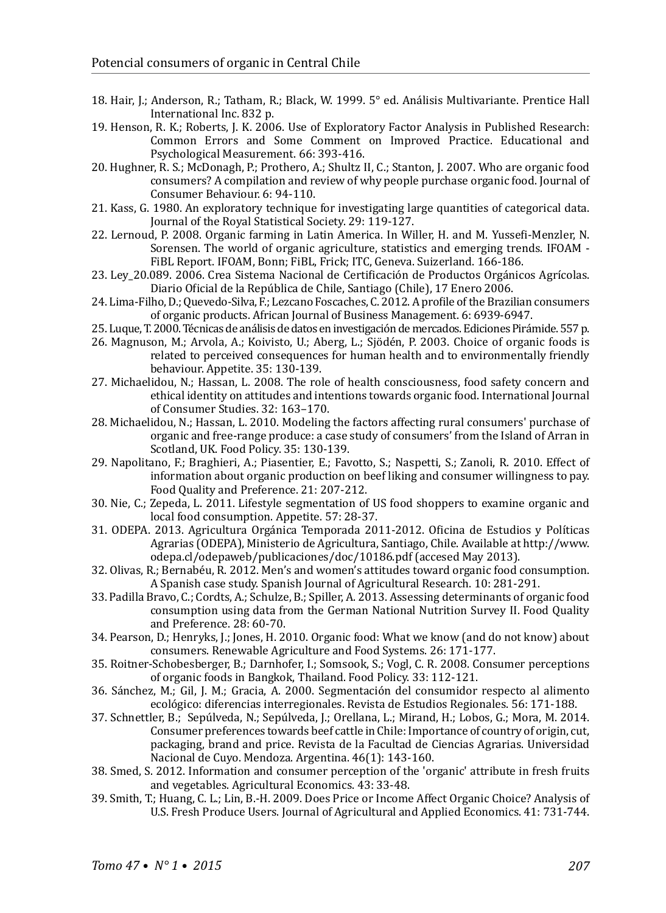18. Hair, J.; Anderson, R.; Tatham, R.; Black, W. 1999. 5° ed. Análisis Multivariante. Prentice Hall International Inc. 832 p.
19. Henson, R. K.; Roberts, J. K. 2006. Use of Exploratory Factor Analysis in Published Research: Common Errors and Some Comment on Improved Practice. Educational and Psychological Measurement. 66: 393-416.
20. Hughner, R. S.; McDonagh, P.; Prothero, A.; Shultz II, C.; Stanton, J. 2007. Who are organic food consumers? A compilation and review of why people purchase organic food. Journal of Consumer Behaviour. 6: 94-110.
21. Kass, G. 1980. An exploratory technique for investigating large quantities of categorical data. Journal of the Royal Statistical Society. 29: 119-127.
22. Lernoud, P. 2008. Organic farming in Latin America. In Willer, H. and M. Yussefi-Menzler, N. Sorensen. The world of organic agriculture, statistics and emerging trends. IFOAM - FiBL Report. IFOAM, Bonn; FiBL, Frick; ITC, Geneva. Suizerland. 166-186.
23. Ley_20.089. 2006. Crea Sistema Nacional de Certificación de Productos Orgánicos Agrícolas. Diario Oficial de la República de Chile, Santiago (Chile), 17 Enero 2006.
24. Lima-Filho, D.; Quevedo-Silva, F.; Lezcano Foscaches, C. 2012. A profile of the Brazilian consumers of organic products. African Journal of Business Management. 6: 6939-6947.
25. Luque, T. 2000. Técnicas de análisis de datos en investigación de mercados. Ediciones Pirámide. 557 p.
26. Magnuson, M.; Arvola, A.; Koivisto, U.; Aberg, L.; Sjödén, P. 2003. Choice of organic foods is related to perceived consequences for human health and to environmentally friendly behaviour. Appetite. 35: 130-139.
27. Michaelidou, N.; Hassan, L. 2008. The role of health consciousness, food safety concern and ethical identity on attitudes and intentions towards organic food. International Journal of Consumer Studies. 32: 163–170.
28. Michaelidou, N.; Hassan, L. 2010. Modeling the factors affecting rural consumers' purchase of organic and free-range produce: a case study of consumers' from the Island of Arran in Scotland, UK. Food Policy. 35: 130-139.
29. Napolitano, F.; Braghieri, A.; Piasentier, E.; Favotto, S.; Naspetti, S.; Zanoli, R. 2010. Effect of information about organic production on beef liking and consumer willingness to pay. Food Quality and Preference. 21: 207-212.
30. Nie, C.; Zepeda, L. 2011. Lifestyle segmentation of US food shoppers to examine organic and local food consumption. Appetite. 57: 28-37.
31. ODEPA. 2013. Agricultura Orgánica Temporada 2011-2012. Oficina de Estudios y Políticas Agrarias (ODEPA), Ministerio de Agricultura, Santiago, Chile. Available at http://www.odepa.cl/odepaweb/publicaciones/doc/10186.pdf (accesed May 2013).
32. Olivas, R.; Bernabéu, R. 2012. Men's and women's attitudes toward organic food consumption. A Spanish case study. Spanish Journal of Agricultural Research. 10: 281-291.
33. Padilla Bravo, C.; Cordts, A.; Schulze, B.; Spiller, A. 2013. Assessing determinants of organic food consumption using data from the German National Nutrition Survey II. Food Quality and Preference. 28: 60-70.
34. Pearson, D.; Henryks, J.; Jones, H. 2010. Organic food: What we know (and do not know) about consumers. Renewable Agriculture and Food Systems. 26: 171-177.
35. Roitner-Schobesberger, B.; Darnhofer, I.; Somsook, S.; Vogl, C. R. 2008. Consumer perceptions of organic foods in Bangkok, Thailand. Food Policy. 33: 112-121.
36. Sánchez, M.; Gil, J. M.; Gracia, A. 2000. Segmentación del consumidor respecto al alimento ecológico: diferencias interregionales. Revista de Estudios Regionales. 56: 171-188.
37. Schnettler, B.; Sepúlveda, N.; Sepúlveda, J.; Orellana, L.; Mirand, H.; Lobos, G.; Mora, M. 2014. Consumer preferences towards beef cattle in Chile: Importance of country of origin, cut, packaging, brand and price. Revista de la Facultad de Ciencias Agrarias. Universidad Nacional de Cuyo. Mendoza. Argentina. 46(1): 143-160.
38. Smed, S. 2012. Information and consumer perception of the 'organic' attribute in fresh fruits and vegetables. Agricultural Economics. 43: 33-48.
39. Smith, T.; Huang, C. L.; Lin, B.-H. 2009. Does Price or Income Affect Organic Choice? Analysis of U.S. Fresh Produce Users. Journal of Agricultural and Applied Economics. 41: 731-744.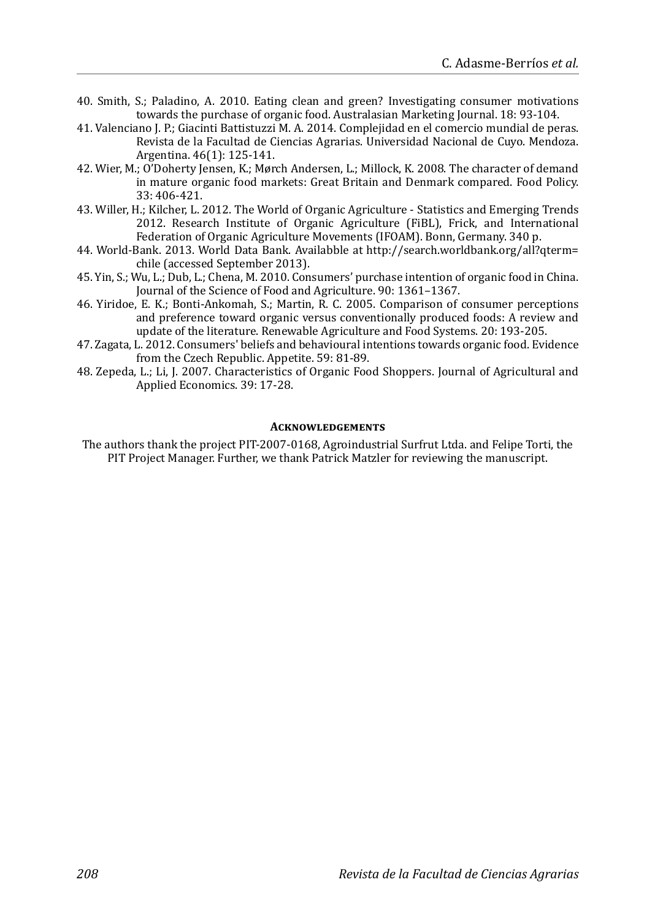40. Smith, S.; Paladino, A. 2010. Eating clean and green? Investigating consumer motivations towards the purchase of organic food. Australasian Marketing Journal. 18: 93-104.
41. Valenciano J. P.; Giacinti Battistuzzi M. A. 2014. Complejidad en el comercio mundial de peras. Revista de la Facultad de Ciencias Agrarias. Universidad Nacional de Cuyo. Mendoza. Argentina. 46(1): 125-141.
42. Wier, M.; O'Doherty Jensen, K.; Mørch Andersen, L.; Millock, K. 2008. The character of demand in mature organic food markets: Great Britain and Denmark compared. Food Policy. 33: 406-421.
43. Willer, H.; Kilcher, L. 2012. The World of Organic Agriculture - Statistics and Emerging Trends 2012. Research Institute of Organic Agriculture (FiBL), Frick, and International Federation of Organic Agriculture Movements (IFOAM). Bonn, Germany. 340 p.
44. World-Bank. 2013. World Data Bank. Availabble at http://search.worldbank.org/all?qterm=chile (accessed September 2013).
45. Yin, S.; Wu, L.; Dub, L.; Chena, M. 2010. Consumers' purchase intention of organic food in China. Journal of the Science of Food and Agriculture. 90: 1361–1367.
46. Yiridoe, E. K.; Bonti-Ankomah, S.; Martin, R. C. 2005. Comparison of consumer perceptions and preference toward organic versus conventionally produced foods: A review and update of the literature. Renewable Agriculture and Food Systems. 20: 193-205.
47. Zagata, L. 2012. Consumers' beliefs and behavioural intentions towards organic food. Evidence from the Czech Republic. Appetite. 59: 81-89.
48. Zepeda, L.; Li, J. 2007. Characteristics of Organic Food Shoppers. Journal of Agricultural and Applied Economics. 39: 17-28.

## Acknowledgements

The authors thank the project PIT-2007-0168, Agroindustrial Surfrut Ltda. and Felipe Torti, the PIT Project Manager. Further, we thank Patrick Matzler for reviewing the manuscript.